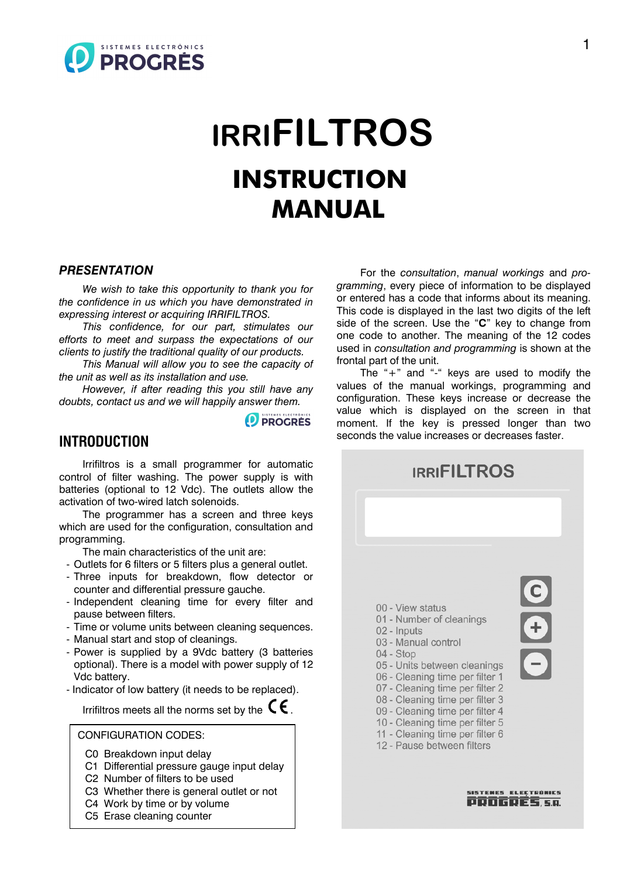# IRRIFILTROS

# INSTRUCTION MANUAL

## PRESENTATION

*We wish to take this opportunity to thank you for the confidence in us which you have demonstrated in expressing interest or acquiring IRRIFILTROS.*

*This confidence, for our part, stimulates our efforts to meet and surpass the expectations of our clients to justify the traditional quality of our products.*

*This Manual will allow you to see the capacity of the unit as well as its installation and use.*

*However, if after reading this you still have any doubts, contact us and we will happily answer them.*

PROGRÉS

## INTRODUCTION

Irrifiltros is a small programmer for automatic control of filter washing. The power supply is with batteries (optional to 12 Vdc). The outlets allow the activation of two-wired latch solenoids.

The programmer has a screen and three keys which are used for the configuration, consultation and programming.

The main characteristics of the unit are:

- Outlets for 6 filters or 5 filters plus a general outlet.
- Three inputs for breakdown, flow detector or counter and differential pressure gauche.
- Independent cleaning time for every filter and pause between filters.
- Time or volume units between cleaning sequences.
- Manual start and stop of cleanings.
- Power is supplied by a 9Vdc battery (3 batteries optional). There is a model with power supply of 12 Vdc battery.
- Indicator of low battery (it needs to be replaced).

Irrifiltros meets all the norms set by the CE.

CONFIGURATION CODES:

C0 Breakdown input delay
C1 Differential pressure gauge input delay
C2 Number of filters to be used
C3 Whether there is general outlet or not
C4 Work by time or by volume
C5 Erase cleaning counter

For the *consultation*, *manual workings* and *programming*, every piece of information to be displayed or entered has a code that informs about its meaning. This code is displayed in the last two digits of the left side of the screen. Use the "**C**" key to change from one code to another. The meaning of the 12 codes used in *consultation and programming* is shown at the frontal part of the unit.

The "+" and "-" keys are used to modify the values of the manual workings, programming and configuration. These keys increase or decrease the value which is displayed on the screen in that moment. If the key is pressed longer than two seconds the value increases or decreases faster.

IRRIFILTROS

00 - View status
01 - Number of cleanings
02 - Inputs
03 - Manual control
04 - Stop
05 - Units between cleanings
06 - Cleaning time per filter 1
07 - Cleaning time per filter 2
08 - Cleaning time per filter 3
09 - Cleaning time per filter 4
10 - Cleaning time per filter 5
11 - Cleaning time per filter 6
12 - Pause between filters

C / + / −

SISTEMES ELECTRONICS PROGRES, S.A.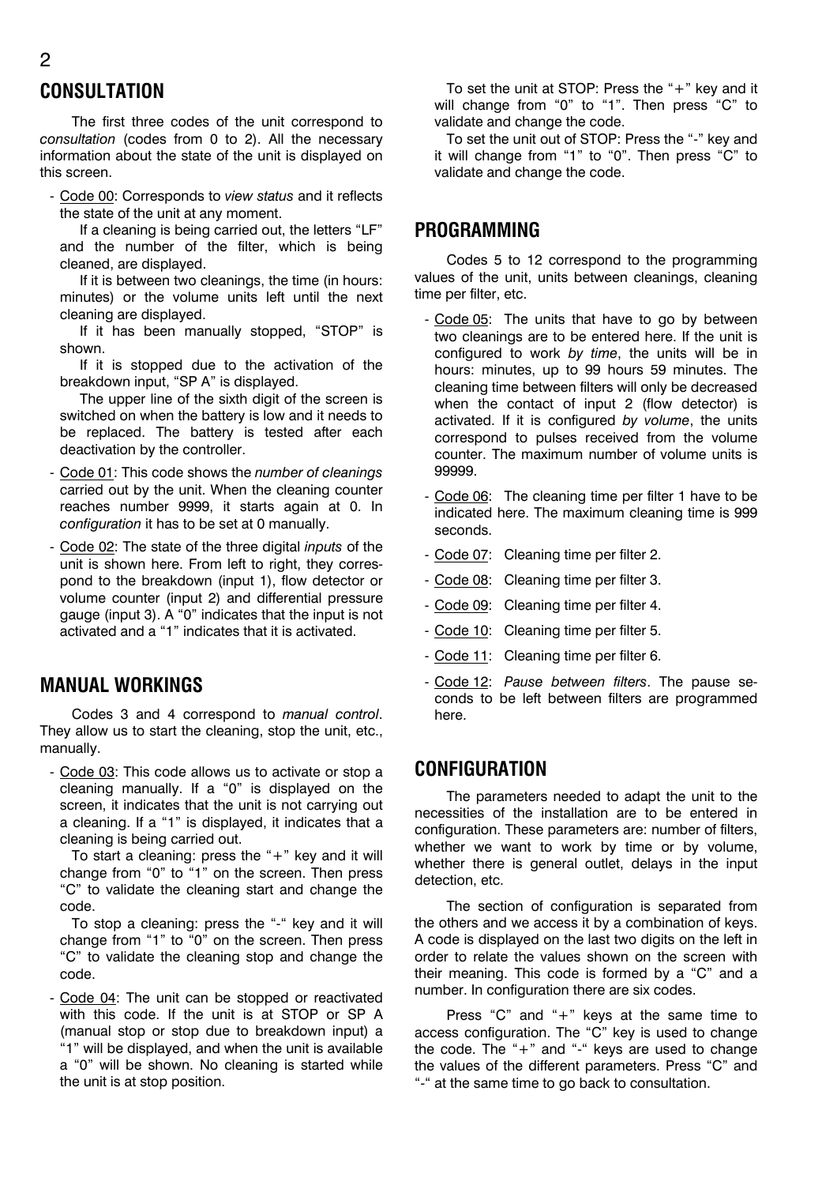## CONSULTATION

The first three codes of the unit correspond to *consultation* (codes from 0 to 2). All the necessary information about the state of the unit is displayed on this screen.

- Code 00: Corresponds to *view status* and it reflects the state of the unit at any moment.

  If a cleaning is being carried out, the letters "LF" and the number of the filter, which is being cleaned, are displayed.

  If it is between two cleanings, the time (in hours: minutes) or the volume units left until the next cleaning are displayed.

  If it has been manually stopped, "STOP" is shown.

  If it is stopped due to the activation of the breakdown input, "SP A" is displayed.

  The upper line of the sixth digit of the screen is switched on when the battery is low and it needs to be replaced. The battery is tested after each deactivation by the controller.

- Code 01: This code shows the *number of cleanings* carried out by the unit. When the cleaning counter reaches number 9999, it starts again at 0. In *configuration* it has to be set at 0 manually.

- Code 02: The state of the three digital *inputs* of the unit is shown here. From left to right, they correspond to the breakdown (input 1), flow detector or volume counter (input 2) and differential pressure gauge (input 3). A "0" indicates that the input is not activated and a "1" indicates that it is activated.

## MANUAL WORKINGS

Codes 3 and 4 correspond to *manual control*. They allow us to start the cleaning, stop the unit, etc., manually.

- Code 03: This code allows us to activate or stop a cleaning manually. If a "0" is displayed on the screen, it indicates that the unit is not carrying out a cleaning. If a "1" is displayed, it indicates that a cleaning is being carried out.

  To start a cleaning: press the "+" key and it will change from "0" to "1" on the screen. Then press "C" to validate the cleaning start and change the code.

  To stop a cleaning: press the "-" key and it will change from "1" to "0" on the screen. Then press "C" to validate the cleaning stop and change the code.

- Code 04: The unit can be stopped or reactivated with this code. If the unit is at STOP or SP A (manual stop or stop due to breakdown input) a "1" will be displayed, and when the unit is available a "0" will be shown. No cleaning is started while the unit is at stop position.

  To set the unit at STOP: Press the "+" key and it will change from "0" to "1". Then press "C" to validate and change the code.

  To set the unit out of STOP: Press the "-" key and it will change from "1" to "0". Then press "C" to validate and change the code.

## PROGRAMMING

Codes 5 to 12 correspond to the programming values of the unit, units between cleanings, cleaning time per filter, etc.

- Code 05: The units that have to go by between two cleanings are to be entered here. If the unit is configured to work *by time*, the units will be in hours: minutes, up to 99 hours 59 minutes. The cleaning time between filters will only be decreased when the contact of input 2 (flow detector) is activated. If it is configured *by volume*, the units correspond to pulses received from the volume counter. The maximum number of volume units is 99999.

- Code 06: The cleaning time per filter 1 have to be indicated here. The maximum cleaning time is 999 seconds.

- Code 07: Cleaning time per filter 2.

- Code 08: Cleaning time per filter 3.

- Code 09: Cleaning time per filter 4.

- Code 10: Cleaning time per filter 5.

- Code 11: Cleaning time per filter 6.

- Code 12: *Pause between filters*. The pause seconds to be left between filters are programmed here.

## CONFIGURATION

The parameters needed to adapt the unit to the necessities of the installation are to be entered in configuration. These parameters are: number of filters, whether we want to work by time or by volume, whether there is general outlet, delays in the input detection, etc.

The section of configuration is separated from the others and we access it by a combination of keys. A code is displayed on the last two digits on the left in order to relate the values shown on the screen with their meaning. This code is formed by a "C" and a number. In configuration there are six codes.

Press "C" and "+" keys at the same time to access configuration. The "C" key is used to change the code. The "+" and "-" keys are used to change the values of the different parameters. Press "C" and "-" at the same time to go back to consultation.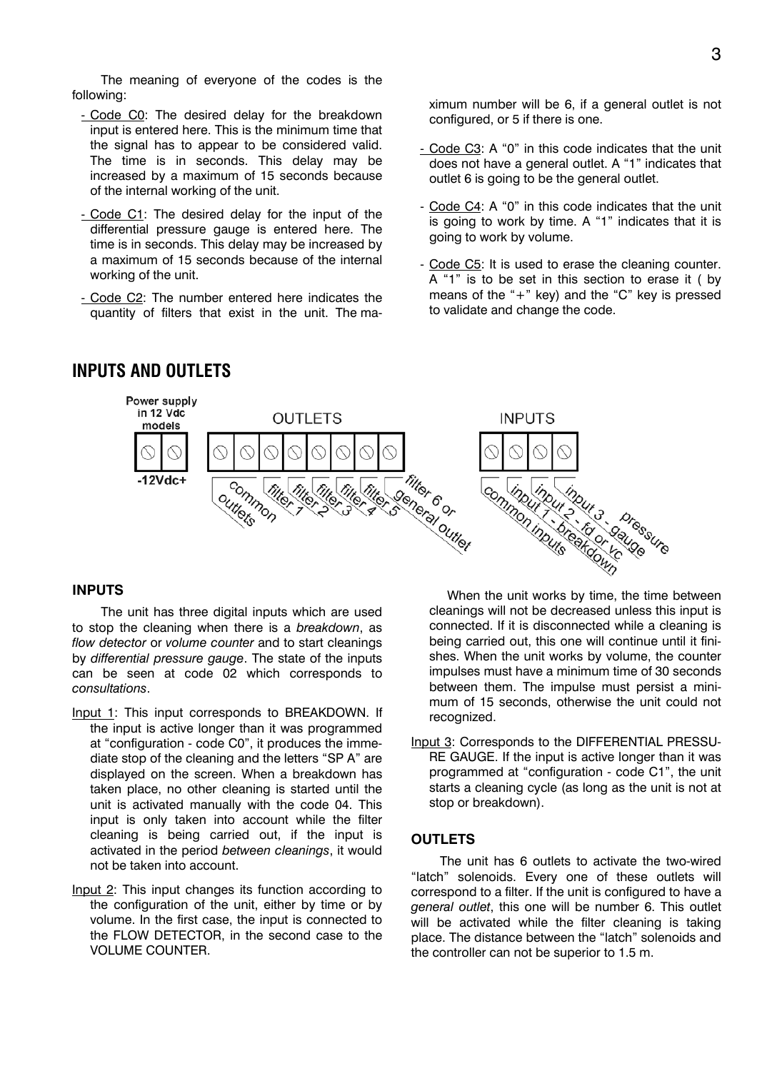The meaning of everyone of the codes is the following:

- Code C0: The desired delay for the breakdown input is entered here. This is the minimum time that the signal has to appear to be considered valid. The time is in seconds. This delay may be increased by a maximum of 15 seconds because of the internal working of the unit.
- Code C1: The desired delay for the input of the differential pressure gauge is entered here. The time is in seconds. This delay may be increased by a maximum of 15 seconds because of the internal working of the unit.
- Code C2: The number entered here indicates the quantity of filters that exist in the unit. The maximum number will be 6, if a general outlet is not configured, or 5 if there is one.
- Code C3: A "0" in this code indicates that the unit does not have a general outlet. A "1" indicates that outlet 6 is going to be the general outlet.
- Code C4: A "0" in this code indicates that the unit is going to work by time. A "1" indicates that it is going to work by volume.
- Code C5: It is used to erase the cleaning counter. A "1" is to be set in this section to erase it ( by means of the "+" key) and the "C" key is pressed to validate and change the code.

## INPUTS AND OUTLETS

Power supply in 12 Vdc models

-12Vdc+

OUTLETS: common outlets, filter 1, filter 2, filter 3, filter 4, filter 5, filter 6 or general outlet

INPUTS: common inputs, input 1 - breakdown, input 2 - fd or vc, input 3 - pressure gauge

### INPUTS

The unit has three digital inputs which are used to stop the cleaning when there is a *breakdown*, as *flow detector* or *volume counter* and to start cleanings by *differential pressure gauge*. The state of the inputs can be seen at code 02 which corresponds to *consultations*.

Input 1: This input corresponds to BREAKDOWN. If the input is active longer than it was programmed at "configuration - code C0", it produces the immediate stop of the cleaning and the letters "SP A" are displayed on the screen. When a breakdown has taken place, no other cleaning is started until the unit is activated manually with the code 04. This input is only taken into account while the filter cleaning is being carried out, if the input is activated in the period *between cleanings*, it would not be taken into account.

Input 2: This input changes its function according to the configuration of the unit, either by time or by volume. In the first case, the input is connected to the FLOW DETECTOR, in the second case to the VOLUME COUNTER.

When the unit works by time, the time between cleanings will not be decreased unless this input is connected. If it is disconnected while a cleaning is being carried out, this one will continue until it finishes. When the unit works by volume, the counter impulses must have a minimum time of 30 seconds between them. The impulse must persist a minimum of 15 seconds, otherwise the unit could not recognized.

Input 3: Corresponds to the DIFFERENTIAL PRESSURE GAUGE. If the input is active longer than it was programmed at "configuration - code C1", the unit starts a cleaning cycle (as long as the unit is not at stop or breakdown).

### OUTLETS

The unit has 6 outlets to activate the two-wired "latch" solenoids. Every one of these outlets will correspond to a filter. If the unit is configured to have a *general outlet*, this one will be number 6. This outlet will be activated while the filter cleaning is taking place. The distance between the "latch" solenoids and the controller can not be superior to 1.5 m.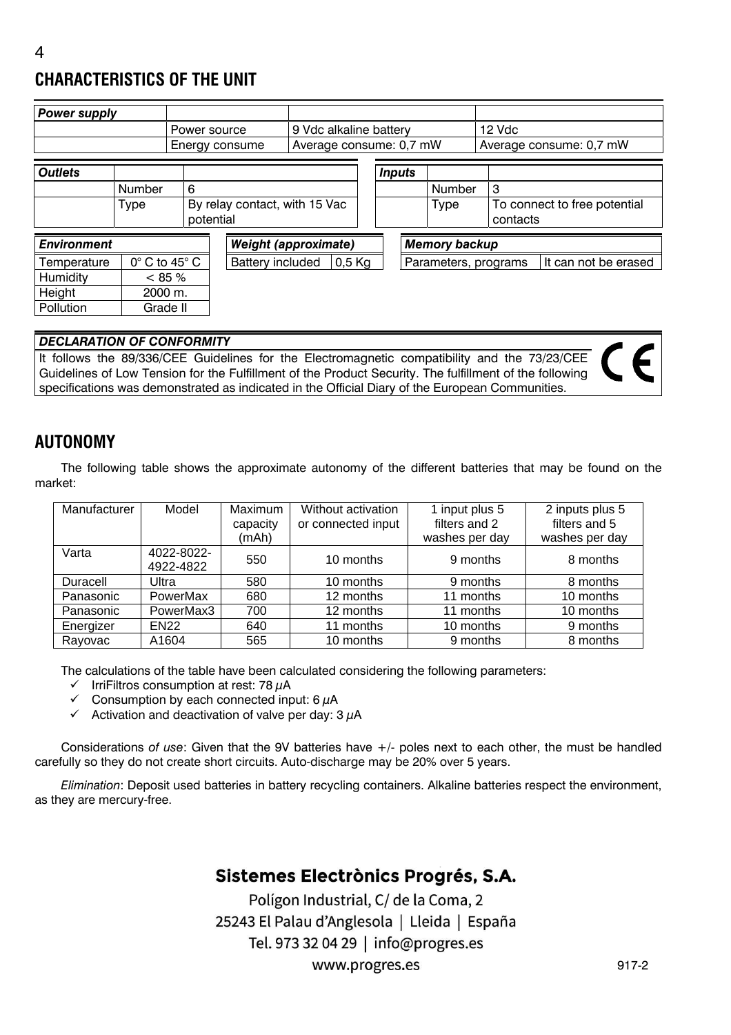## CHARACTERISTICS OF THE UNIT

| Power supply | | | |
|---|---|---|---|
| | Power source | 9 Vdc alkaline battery | 12 Vdc |
| | Energy consume | Average consume: 0,7 mW | Average consume: 0,7 mW |

| Outlets | | |
|---|---|---|
| | Number | 6 |
| | Type | By relay contact, with 15 Vac potential |

| Inputs | | |
|---|---|---|
| | Number | 3 |
| | Type | To connect to free potential contacts |

| Environment | |
|---|---|
| Temperature | 0° C to 45° C |
| Humidity | < 85 % |
| Height | 2000 m. |
| Pollution | Grade II |

| Weight (approximate) | |
|---|---|
| Battery included | 0,5 Kg |

| Memory backup | |
|---|---|
| Parameters, programs | It can not be erased |

| DECLARATION OF CONFORMITY |
|---|
| It follows the 89/336/CEE Guidelines for the Electromagnetic compatibility and the 73/23/CEE Guidelines of Low Tension for the Fulfillment of the Product Security. The fulfillment of the following specifications was demonstrated as indicated in the Official Diary of the European Communities. |

CE

## AUTONOMY

The following table shows the approximate autonomy of the different batteries that may be found on the market:

| Manufacturer | Model | Maximum capacity (mAh) | Without activation or connected input | 1 input plus 5 filters and 2 washes per day | 2 inputs plus 5 filters and 5 washes per day |
|---|---|---|---|---|---|
| Varta | 4022-8022-4922-4822 | 550 | 10 months | 9 months | 8 months |
| Duracell | Ultra | 580 | 10 months | 9 months | 8 months |
| Panasonic | PowerMax | 680 | 12 months | 11 months | 10 months |
| Panasonic | PowerMax3 | 700 | 12 months | 11 months | 10 months |
| Energizer | EN22 | 640 | 11 months | 10 months | 9 months |
| Rayovac | A1604 | 565 | 10 months | 9 months | 8 months |

The calculations of the table have been calculated considering the following parameters:

- ✓ IrriFiltros consumption at rest: 78 $\mu$A
- ✓ Consumption by each connected input: 6 $\mu$A
- ✓ Activation and deactivation of valve per day: 3 $\mu$A

Considerations *of use*: Given that the 9V batteries have +/- poles next to each other, the must be handled carefully so they do not create short circuits. Auto-discharge may be 20% over 5 years.

*Elimination*: Deposit used batteries in battery recycling containers. Alkaline batteries respect the environment, as they are mercury-free.

**Sistemes Electrònics Progrés, S.A.**

Polígon Industrial, C/ de la Coma, 2

25243 El Palau d'Anglesola | Lleida | España

Tel. 973 32 04 29 | info@progres.es

www.progres.es

917-2